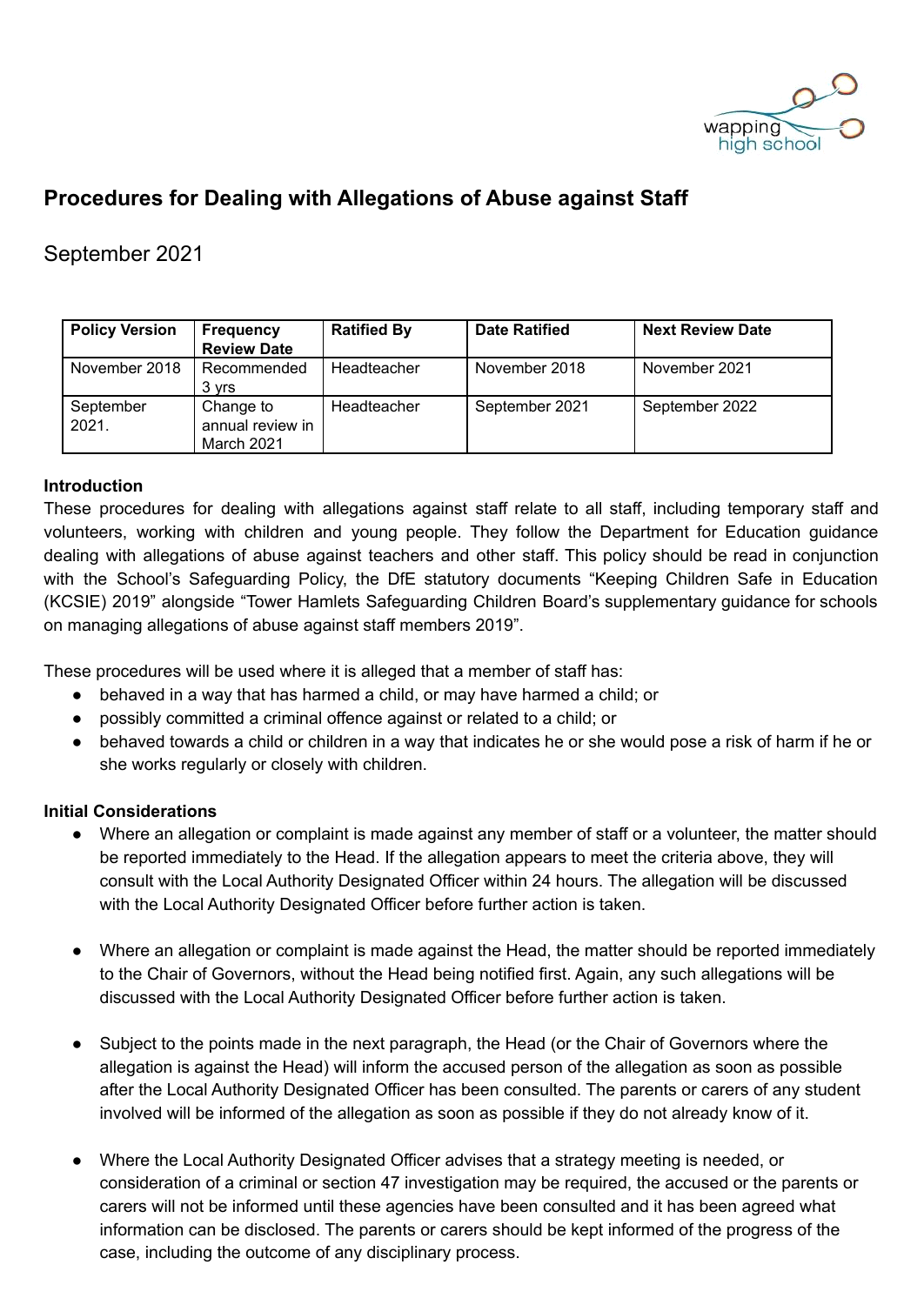# Procedures for Dealing with Allegations of Abuse against Staff

September 2021

| Policy Version | Frequency Review Date | Ratified By | Date Ratified | Next Review Date |
|---|---|---|---|---|
| November 2018 | Recommended 3 yrs | Headteacher | November 2018 | November 2021 |
| September 2021. | Change to annual review in March 2021 | Headteacher | September 2021 | September 2022 |

**Introduction**

These procedures for dealing with allegations against staff relate to all staff, including temporary staff and volunteers, working with children and young people. They follow the Department for Education guidance dealing with allegations of abuse against teachers and other staff. This policy should be read in conjunction with the School's Safeguarding Policy, the DfE statutory documents "Keeping Children Safe in Education (KCSIE) 2019" alongside "Tower Hamlets Safeguarding Children Board's supplementary guidance for schools on managing allegations of abuse against staff members 2019".

These procedures will be used where it is alleged that a member of staff has:

- behaved in a way that has harmed a child, or may have harmed a child; or
- possibly committed a criminal offence against or related to a child; or
- behaved towards a child or children in a way that indicates he or she would pose a risk of harm if he or she works regularly or closely with children.

**Initial Considerations**

- Where an allegation or complaint is made against any member of staff or a volunteer, the matter should be reported immediately to the Head. If the allegation appears to meet the criteria above, they will consult with the Local Authority Designated Officer within 24 hours. The allegation will be discussed with the Local Authority Designated Officer before further action is taken.

- Where an allegation or complaint is made against the Head, the matter should be reported immediately to the Chair of Governors, without the Head being notified first. Again, any such allegations will be discussed with the Local Authority Designated Officer before further action is taken.

- Subject to the points made in the next paragraph, the Head (or the Chair of Governors where the allegation is against the Head) will inform the accused person of the allegation as soon as possible after the Local Authority Designated Officer has been consulted. The parents or carers of any student involved will be informed of the allegation as soon as possible if they do not already know of it.

- Where the Local Authority Designated Officer advises that a strategy meeting is needed, or consideration of a criminal or section 47 investigation may be required, the accused or the parents or carers will not be informed until these agencies have been consulted and it has been agreed what information can be disclosed. The parents or carers should be kept informed of the progress of the case, including the outcome of any disciplinary process.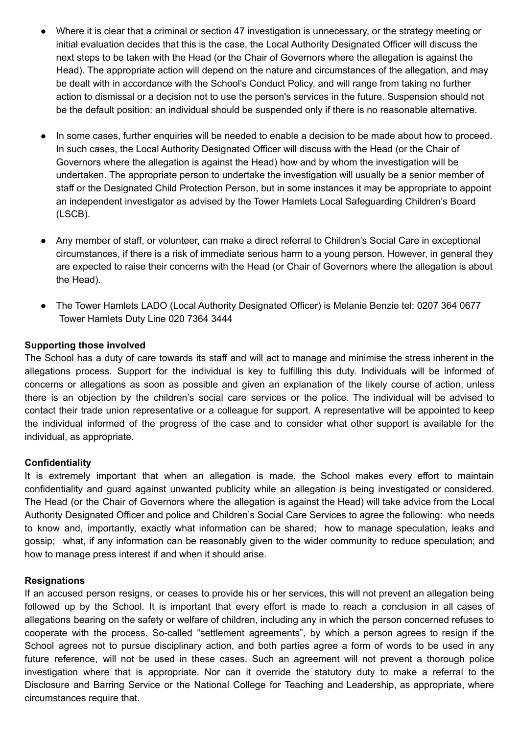- Where it is clear that a criminal or section 47 investigation is unnecessary, or the strategy meeting or initial evaluation decides that this is the case, the Local Authority Designated Officer will discuss the next steps to be taken with the Head (or the Chair of Governors where the allegation is against the Head). The appropriate action will depend on the nature and circumstances of the allegation, and may be dealt with in accordance with the School's Conduct Policy, and will range from taking no further action to dismissal or a decision not to use the person's services in the future. Suspension should not be the default position: an individual should be suspended only if there is no reasonable alternative.

- In some cases, further enquiries will be needed to enable a decision to be made about how to proceed. In such cases, the Local Authority Designated Officer will discuss with the Head (or the Chair of Governors where the allegation is against the Head) how and by whom the investigation will be undertaken. The appropriate person to undertake the investigation will usually be a senior member of staff or the Designated Child Protection Person, but in some instances it may be appropriate to appoint an independent investigator as advised by the Tower Hamlets Local Safeguarding Children's Board (LSCB).

- Any member of staff, or volunteer, can make a direct referral to Children's Social Care in exceptional circumstances, if there is a risk of immediate serious harm to a young person. However, in general they are expected to raise their concerns with the Head (or Chair of Governors where the allegation is about the Head).

- The Tower Hamlets LADO (Local Authority Designated Officer) is Melanie Benzie tel: 0207 364 0677 Tower Hamlets Duty Line 020 7364 3444

**Supporting those involved**
The School has a duty of care towards its staff and will act to manage and minimise the stress inherent in the allegations process. Support for the individual is key to fulfilling this duty. Individuals will be informed of concerns or allegations as soon as possible and given an explanation of the likely course of action, unless there is an objection by the children's social care services or the police. The individual will be advised to contact their trade union representative or a colleague for support. A representative will be appointed to keep the individual informed of the progress of the case and to consider what other support is available for the individual, as appropriate.

**Confidentiality**
It is extremely important that when an allegation is made, the School makes every effort to maintain confidentiality and guard against unwanted publicity while an allegation is being investigated or considered. The Head (or the Chair of Governors where the allegation is against the Head) will take advice from the Local Authority Designated Officer and police and Children's Social Care Services to agree the following: who needs to know and, importantly, exactly what information can be shared; how to manage speculation, leaks and gossip; what, if any information can be reasonably given to the wider community to reduce speculation; and how to manage press interest if and when it should arise.

**Resignations**
If an accused person resigns, or ceases to provide his or her services, this will not prevent an allegation being followed up by the School. It is important that every effort is made to reach a conclusion in all cases of allegations bearing on the safety or welfare of children, including any in which the person concerned refuses to cooperate with the process. So-called "settlement agreements", by which a person agrees to resign if the School agrees not to pursue disciplinary action, and both parties agree a form of words to be used in any future reference, will not be used in these cases. Such an agreement will not prevent a thorough police investigation where that is appropriate. Nor can it override the statutory duty to make a referral to the Disclosure and Barring Service or the National College for Teaching and Leadership, as appropriate, where circumstances require that.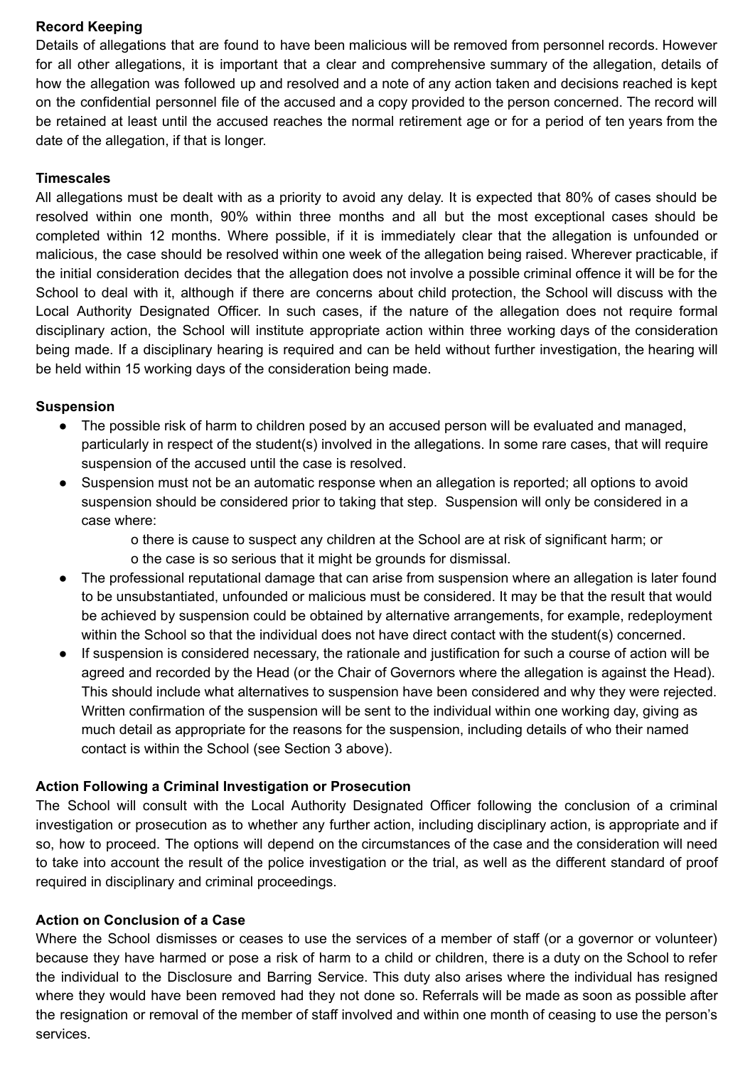**Record Keeping**

Details of allegations that are found to have been malicious will be removed from personnel records. However for all other allegations, it is important that a clear and comprehensive summary of the allegation, details of how the allegation was followed up and resolved and a note of any action taken and decisions reached is kept on the confidential personnel file of the accused and a copy provided to the person concerned. The record will be retained at least until the accused reaches the normal retirement age or for a period of ten years from the date of the allegation, if that is longer.

**Timescales**

All allegations must be dealt with as a priority to avoid any delay. It is expected that 80% of cases should be resolved within one month, 90% within three months and all but the most exceptional cases should be completed within 12 months. Where possible, if it is immediately clear that the allegation is unfounded or malicious, the case should be resolved within one week of the allegation being raised. Wherever practicable, if the initial consideration decides that the allegation does not involve a possible criminal offence it will be for the School to deal with it, although if there are concerns about child protection, the School will discuss with the Local Authority Designated Officer. In such cases, if the nature of the allegation does not require formal disciplinary action, the School will institute appropriate action within three working days of the consideration being made. If a disciplinary hearing is required and can be held without further investigation, the hearing will be held within 15 working days of the consideration being made.

**Suspension**

- The possible risk of harm to children posed by an accused person will be evaluated and managed, particularly in respect of the student(s) involved in the allegations. In some rare cases, that will require suspension of the accused until the case is resolved.
- Suspension must not be an automatic response when an allegation is reported; all options to avoid suspension should be considered prior to taking that step. Suspension will only be considered in a case where:
    - o there is cause to suspect any children at the School are at risk of significant harm; or
    - o the case is so serious that it might be grounds for dismissal.
- The professional reputational damage that can arise from suspension where an allegation is later found to be unsubstantiated, unfounded or malicious must be considered. It may be that the result that would be achieved by suspension could be obtained by alternative arrangements, for example, redeployment within the School so that the individual does not have direct contact with the student(s) concerned.
- If suspension is considered necessary, the rationale and justification for such a course of action will be agreed and recorded by the Head (or the Chair of Governors where the allegation is against the Head). This should include what alternatives to suspension have been considered and why they were rejected. Written confirmation of the suspension will be sent to the individual within one working day, giving as much detail as appropriate for the reasons for the suspension, including details of who their named contact is within the School (see Section 3 above).

**Action Following a Criminal Investigation or Prosecution**

The School will consult with the Local Authority Designated Officer following the conclusion of a criminal investigation or prosecution as to whether any further action, including disciplinary action, is appropriate and if so, how to proceed. The options will depend on the circumstances of the case and the consideration will need to take into account the result of the police investigation or the trial, as well as the different standard of proof required in disciplinary and criminal proceedings.

**Action on Conclusion of a Case**

Where the School dismisses or ceases to use the services of a member of staff (or a governor or volunteer) because they have harmed or pose a risk of harm to a child or children, there is a duty on the School to refer the individual to the Disclosure and Barring Service. This duty also arises where the individual has resigned where they would have been removed had they not done so. Referrals will be made as soon as possible after the resignation or removal of the member of staff involved and within one month of ceasing to use the person's services.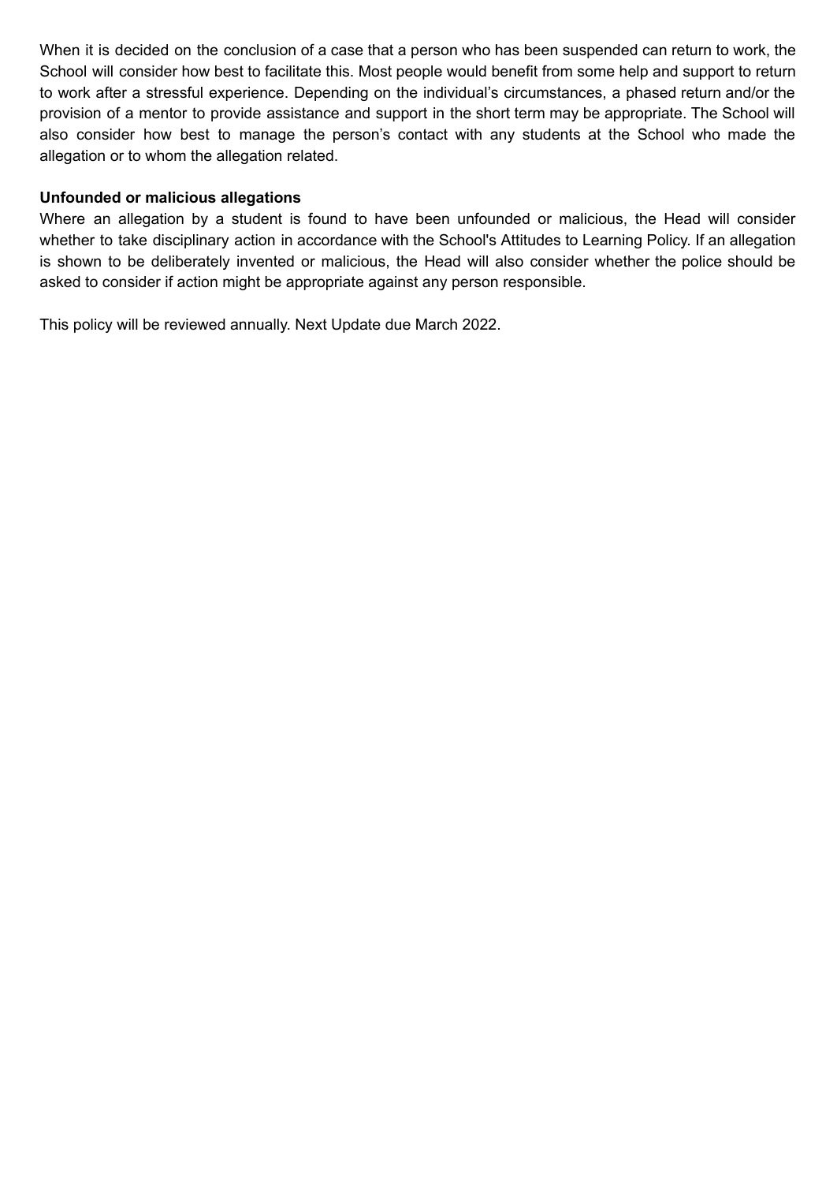When it is decided on the conclusion of a case that a person who has been suspended can return to work, the School will consider how best to facilitate this. Most people would benefit from some help and support to return to work after a stressful experience. Depending on the individual's circumstances, a phased return and/or the provision of a mentor to provide assistance and support in the short term may be appropriate. The School will also consider how best to manage the person's contact with any students at the School who made the allegation or to whom the allegation related.

**Unfounded or malicious allegations**

Where an allegation by a student is found to have been unfounded or malicious, the Head will consider whether to take disciplinary action in accordance with the School's Attitudes to Learning Policy. If an allegation is shown to be deliberately invented or malicious, the Head will also consider whether the police should be asked to consider if action might be appropriate against any person responsible.

This policy will be reviewed annually. Next Update due March 2022.